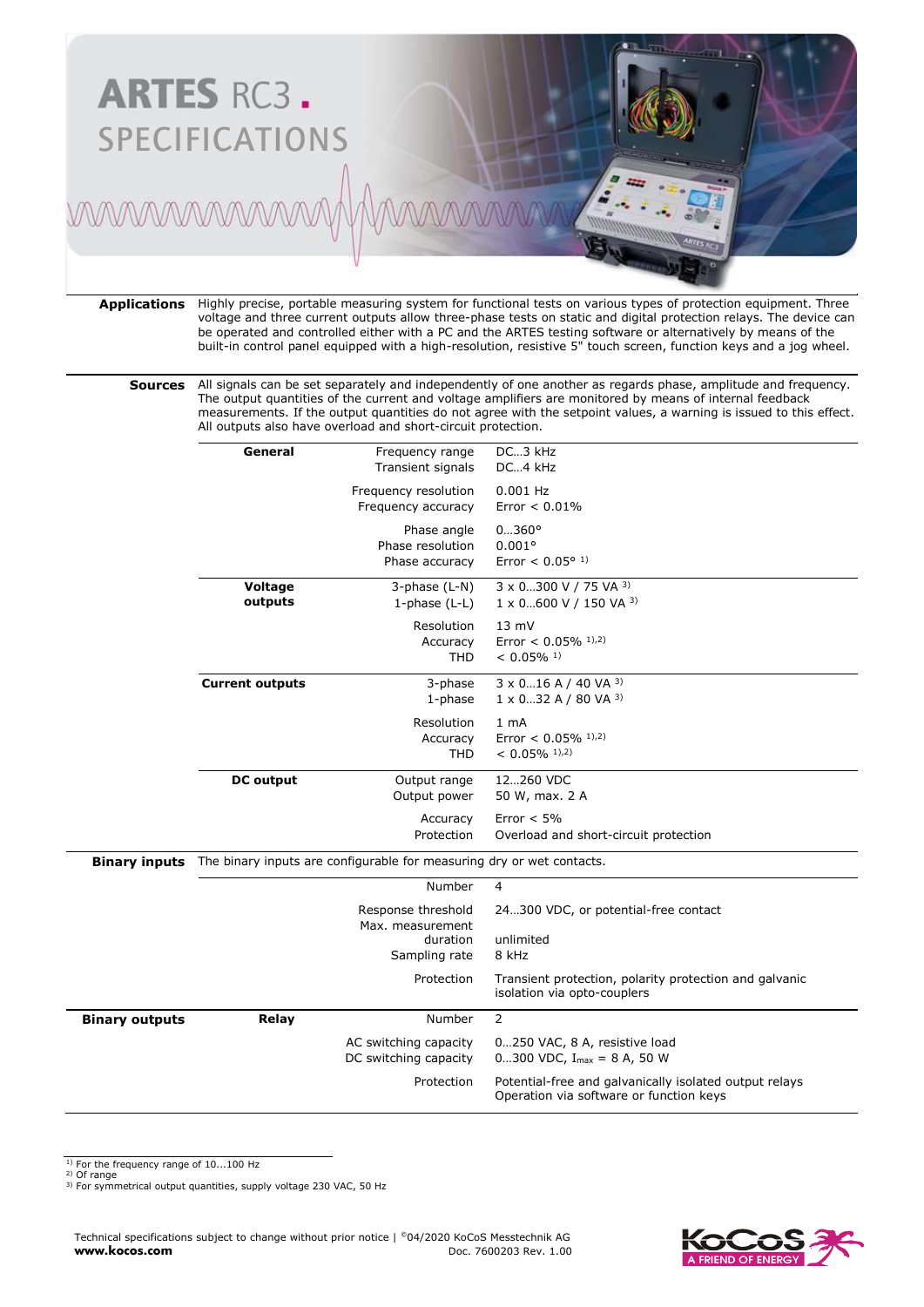# ARTES RC3.
## SPECIFICATIONS

**Applications** Highly precise, portable measuring system for functional tests on various types of protection equipment. Three voltage and three current outputs allow three-phase tests on static and digital protection relays. The device can be operated and controlled either with a PC and the ARTES testing software or alternatively by means of the built-in control panel equipped with a high-resolution, resistive 5" touch screen, function keys and a jog wheel.

**Sources** All signals can be set separately and independently of one another as regards phase, amplitude and frequency. The output quantities of the current and voltage amplifiers are monitored by means of internal feedback measurements. If the output quantities do not agree with the setpoint values, a warning is issued to this effect. All outputs also have overload and short-circuit protection.

| | | |
|---|---|---|
| **General** | Frequency range | DC…3 kHz |
| | Transient signals | DC…4 kHz |
| | Frequency resolution | 0.001 Hz |
| | Frequency accuracy | Error < 0.01% |
| | Phase angle | 0…360° |
| | Phase resolution | 0.001° |
| | Phase accuracy | Error < 0.05° [1] |
| **Voltage outputs** | 3-phase (L-N) | 3 x 0…300 V / 75 VA [3] |
| | 1-phase (L-L) | 1 x 0…600 V / 150 VA [3] |
| | Resolution | 13 mV |
| | Accuracy | Error < 0.05% [1,2] |
| | THD | < 0.05% [1] |
| **Current outputs** | 3-phase | 3 x 0…16 A / 40 VA [3] |
| | 1-phase | 1 x 0…32 A / 80 VA [3] |
| | Resolution | 1 mA |
| | Accuracy | Error < 0.05% [1,2] |
| | THD | < 0.05% [1,2] |
| **DC output** | Output range | 12…260 VDC |
| | Output power | 50 W, max. 2 A |
| | Accuracy | Error < 5% |
| | Protection | Overload and short-circuit protection |

**Binary inputs** The binary inputs are configurable for measuring dry or wet contacts.

| | |
|---|---|
| Number | 4 |
| Response threshold | 24…300 VDC, or potential-free contact |
| Max. measurement duration | unlimited |
| Sampling rate | 8 kHz |
| Protection | Transient protection, polarity protection and galvanic isolation via opto-couplers |

**Binary outputs**

| | | |
|---|---|---|
| **Relay** | Number | 2 |
| | AC switching capacity | 0…250 VAC, 8 A, resistive load |
| | DC switching capacity | 0…300 VDC, $I_{max}$ = 8 A, 50 W |
| | Protection | Potential-free and galvanically isolated output relays<br>Operation via software or function keys |

[1] For the frequency range of 10...100 Hz
[2] Of range
[3] For symmetrical output quantities, supply voltage 230 VAC, 50 Hz

Technical specifications subject to change without prior notice | ©04/2020 KoCoS Messtechnik AG
**www.kocos.com** Doc. 7600203 Rev. 1.00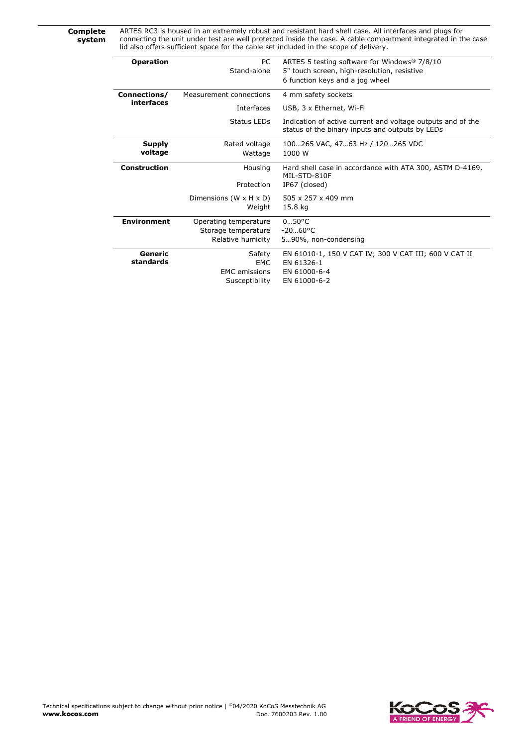**Complete system**

ARTES RC3 is housed in an extremely robust and resistant hard shell case. All interfaces and plugs for connecting the unit under test are well protected inside the case. A cable compartment integrated in the case lid also offers sufficient space for the cable set included in the scope of delivery.

| | | |
|---|---|---|
| **Operation** | PC | ARTES 5 testing software for Windows® 7/8/10 |
| | Stand-alone | 5" touch screen, high-resolution, resistive<br>6 function keys and a jog wheel |
| **Connections/ interfaces** | Measurement connections | 4 mm safety sockets |
| | Interfaces | USB, 3 x Ethernet, Wi-Fi |
| | Status LEDs | Indication of active current and voltage outputs and of the status of the binary inputs and outputs by LEDs |
| **Supply voltage** | Rated voltage | 100…265 VAC, 47…63 Hz / 120…265 VDC |
| | Wattage | 1000 W |
| **Construction** | Housing | Hard shell case in accordance with ATA 300, ASTM D-4169, MIL-STD-810F |
| | Protection | IP67 (closed) |
| | Dimensions (W x H x D) | 505 x 257 x 409 mm |
| | Weight | 15.8 kg |
| **Environment** | Operating temperature | 0…50°C |
| | Storage temperature | -20…60°C |
| | Relative humidity | 5…90%, non-condensing |
| **Generic standards** | Safety | EN 61010-1, 150 V CAT IV; 300 V CAT III; 600 V CAT II |
| | EMC | EN 61326-1 |
| | EMC emissions | EN 61000-6-4 |
| | Susceptibility | EN 61000-6-2 |

Technical specifications subject to change without prior notice | ©04/2020 KoCoS Messtechnik AG
**www.kocos.com**
Doc. 7600203 Rev. 1.00